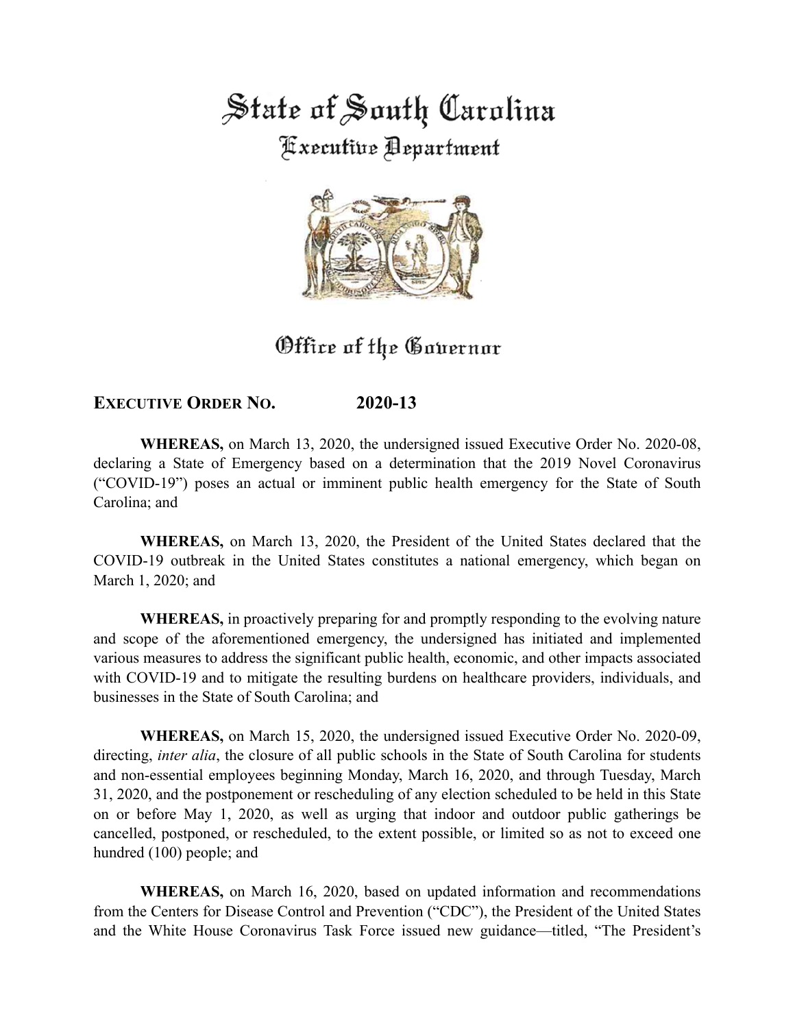# State of South Carolina

## Executive Department

## Office of the Governor

**EXECUTIVE ORDER NO. 2020-13**

**WHEREAS,** on March 13, 2020, the undersigned issued Executive Order No. 2020-08, declaring a State of Emergency based on a determination that the 2019 Novel Coronavirus ("COVID-19") poses an actual or imminent public health emergency for the State of South Carolina; and

**WHEREAS,** on March 13, 2020, the President of the United States declared that the COVID-19 outbreak in the United States constitutes a national emergency, which began on March 1, 2020; and

**WHEREAS,** in proactively preparing for and promptly responding to the evolving nature and scope of the aforementioned emergency, the undersigned has initiated and implemented various measures to address the significant public health, economic, and other impacts associated with COVID-19 and to mitigate the resulting burdens on healthcare providers, individuals, and businesses in the State of South Carolina; and

**WHEREAS,** on March 15, 2020, the undersigned issued Executive Order No. 2020-09, directing, *inter alia*, the closure of all public schools in the State of South Carolina for students and non-essential employees beginning Monday, March 16, 2020, and through Tuesday, March 31, 2020, and the postponement or rescheduling of any election scheduled to be held in this State on or before May 1, 2020, as well as urging that indoor and outdoor public gatherings be cancelled, postponed, or rescheduled, to the extent possible, or limited so as not to exceed one hundred (100) people; and

**WHEREAS,** on March 16, 2020, based on updated information and recommendations from the Centers for Disease Control and Prevention ("CDC"), the President of the United States and the White House Coronavirus Task Force issued new guidance—titled, "The President's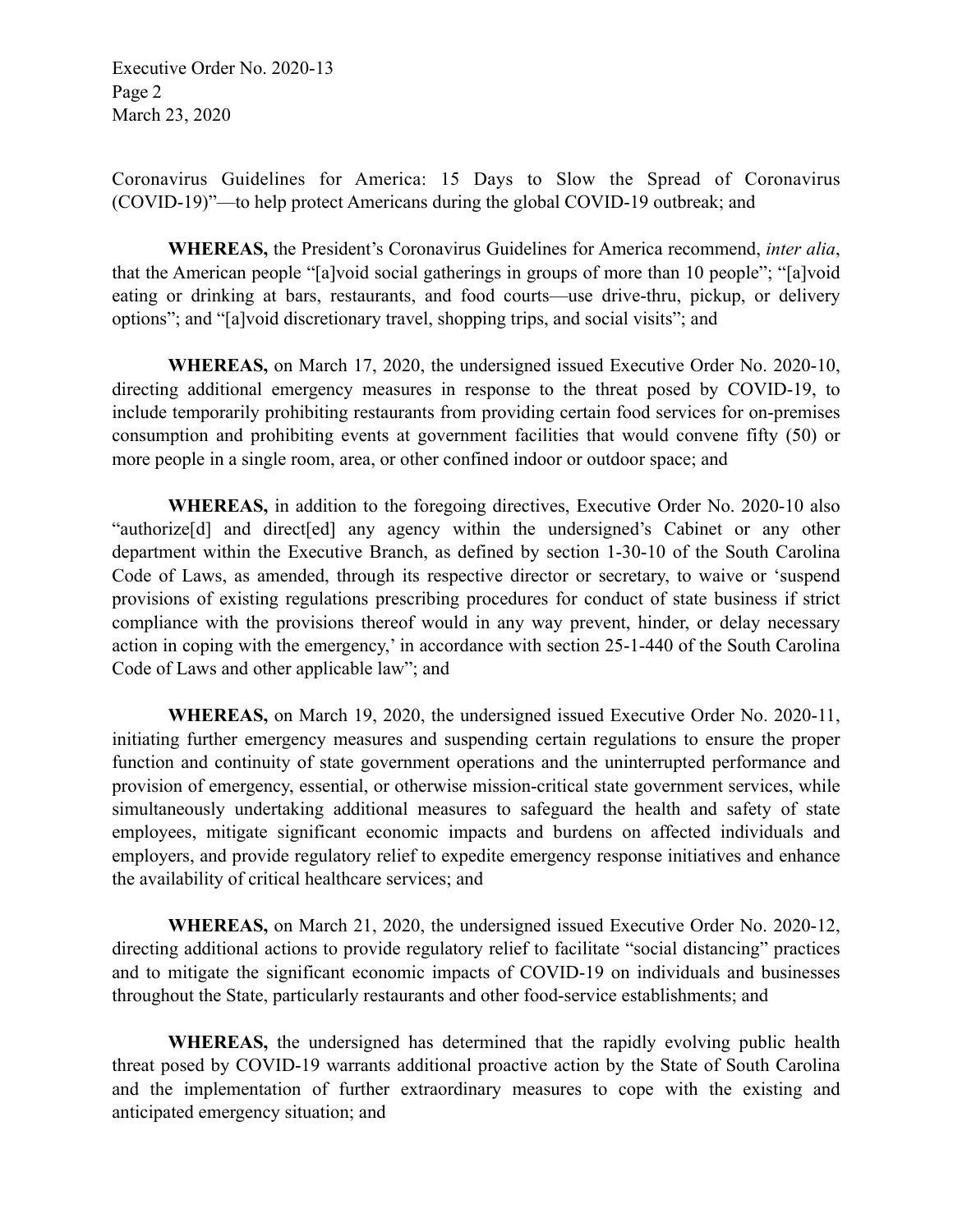Coronavirus Guidelines for America: 15 Days to Slow the Spread of Coronavirus (COVID-19)"—to help protect Americans during the global COVID-19 outbreak; and

**WHEREAS,** the President's Coronavirus Guidelines for America recommend, *inter alia*, that the American people "[a]void social gatherings in groups of more than 10 people"; "[a]void eating or drinking at bars, restaurants, and food courts—use drive-thru, pickup, or delivery options"; and "[a]void discretionary travel, shopping trips, and social visits"; and

**WHEREAS,** on March 17, 2020, the undersigned issued Executive Order No. 2020-10, directing additional emergency measures in response to the threat posed by COVID-19, to include temporarily prohibiting restaurants from providing certain food services for on-premises consumption and prohibiting events at government facilities that would convene fifty (50) or more people in a single room, area, or other confined indoor or outdoor space; and

**WHEREAS,** in addition to the foregoing directives, Executive Order No. 2020-10 also "authorize[d] and direct[ed] any agency within the undersigned's Cabinet or any other department within the Executive Branch, as defined by section 1-30-10 of the South Carolina Code of Laws, as amended, through its respective director or secretary, to waive or 'suspend provisions of existing regulations prescribing procedures for conduct of state business if strict compliance with the provisions thereof would in any way prevent, hinder, or delay necessary action in coping with the emergency,' in accordance with section 25-1-440 of the South Carolina Code of Laws and other applicable law"; and

**WHEREAS,** on March 19, 2020, the undersigned issued Executive Order No. 2020-11, initiating further emergency measures and suspending certain regulations to ensure the proper function and continuity of state government operations and the uninterrupted performance and provision of emergency, essential, or otherwise mission-critical state government services, while simultaneously undertaking additional measures to safeguard the health and safety of state employees, mitigate significant economic impacts and burdens on affected individuals and employers, and provide regulatory relief to expedite emergency response initiatives and enhance the availability of critical healthcare services; and

**WHEREAS,** on March 21, 2020, the undersigned issued Executive Order No. 2020-12, directing additional actions to provide regulatory relief to facilitate "social distancing" practices and to mitigate the significant economic impacts of COVID-19 on individuals and businesses throughout the State, particularly restaurants and other food-service establishments; and

**WHEREAS,** the undersigned has determined that the rapidly evolving public health threat posed by COVID-19 warrants additional proactive action by the State of South Carolina and the implementation of further extraordinary measures to cope with the existing and anticipated emergency situation; and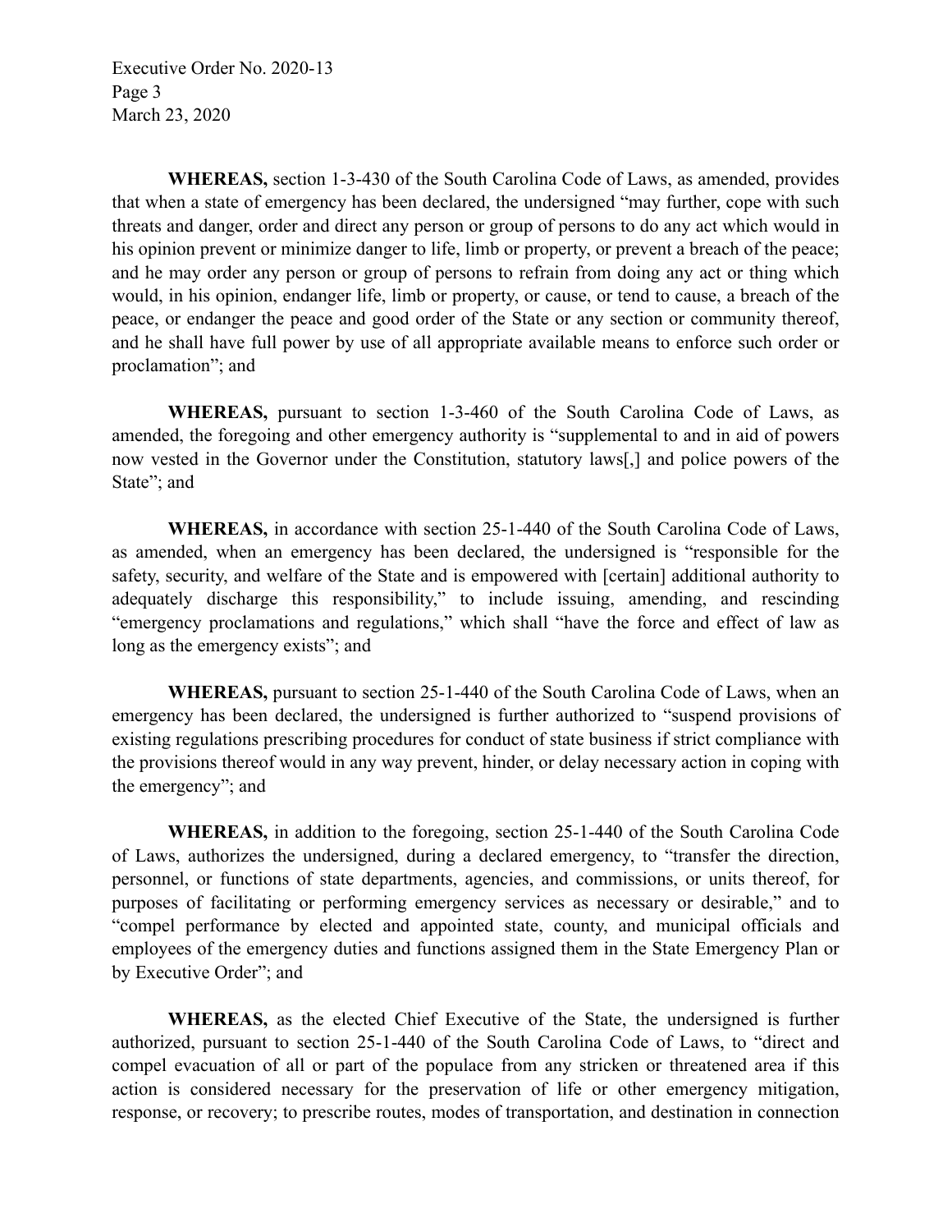**WHEREAS,** section 1-3-430 of the South Carolina Code of Laws, as amended, provides that when a state of emergency has been declared, the undersigned "may further, cope with such threats and danger, order and direct any person or group of persons to do any act which would in his opinion prevent or minimize danger to life, limb or property, or prevent a breach of the peace; and he may order any person or group of persons to refrain from doing any act or thing which would, in his opinion, endanger life, limb or property, or cause, or tend to cause, a breach of the peace, or endanger the peace and good order of the State or any section or community thereof, and he shall have full power by use of all appropriate available means to enforce such order or proclamation"; and

**WHEREAS,** pursuant to section 1-3-460 of the South Carolina Code of Laws, as amended, the foregoing and other emergency authority is "supplemental to and in aid of powers now vested in the Governor under the Constitution, statutory laws[,] and police powers of the State"; and

**WHEREAS,** in accordance with section 25-1-440 of the South Carolina Code of Laws, as amended, when an emergency has been declared, the undersigned is "responsible for the safety, security, and welfare of the State and is empowered with [certain] additional authority to adequately discharge this responsibility," to include issuing, amending, and rescinding "emergency proclamations and regulations," which shall "have the force and effect of law as long as the emergency exists"; and

**WHEREAS,** pursuant to section 25-1-440 of the South Carolina Code of Laws, when an emergency has been declared, the undersigned is further authorized to "suspend provisions of existing regulations prescribing procedures for conduct of state business if strict compliance with the provisions thereof would in any way prevent, hinder, or delay necessary action in coping with the emergency"; and

**WHEREAS,** in addition to the foregoing, section 25-1-440 of the South Carolina Code of Laws, authorizes the undersigned, during a declared emergency, to "transfer the direction, personnel, or functions of state departments, agencies, and commissions, or units thereof, for purposes of facilitating or performing emergency services as necessary or desirable," and to "compel performance by elected and appointed state, county, and municipal officials and employees of the emergency duties and functions assigned them in the State Emergency Plan or by Executive Order"; and

**WHEREAS,** as the elected Chief Executive of the State, the undersigned is further authorized, pursuant to section 25-1-440 of the South Carolina Code of Laws, to "direct and compel evacuation of all or part of the populace from any stricken or threatened area if this action is considered necessary for the preservation of life or other emergency mitigation, response, or recovery; to prescribe routes, modes of transportation, and destination in connection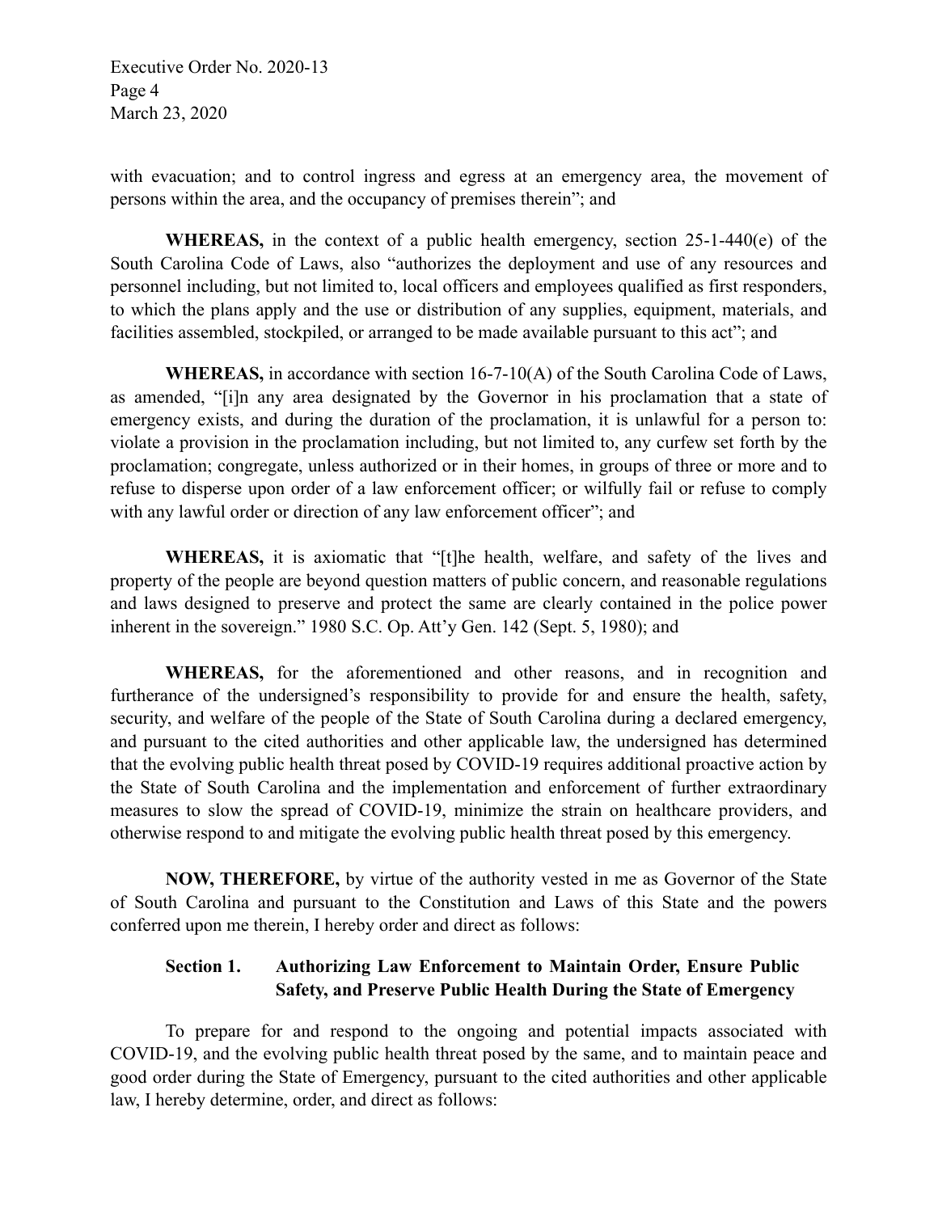with evacuation; and to control ingress and egress at an emergency area, the movement of persons within the area, and the occupancy of premises therein"; and

**WHEREAS,** in the context of a public health emergency, section 25-1-440(e) of the South Carolina Code of Laws, also "authorizes the deployment and use of any resources and personnel including, but not limited to, local officers and employees qualified as first responders, to which the plans apply and the use or distribution of any supplies, equipment, materials, and facilities assembled, stockpiled, or arranged to be made available pursuant to this act"; and

**WHEREAS,** in accordance with section 16-7-10(A) of the South Carolina Code of Laws, as amended, "[i]n any area designated by the Governor in his proclamation that a state of emergency exists, and during the duration of the proclamation, it is unlawful for a person to: violate a provision in the proclamation including, but not limited to, any curfew set forth by the proclamation; congregate, unless authorized or in their homes, in groups of three or more and to refuse to disperse upon order of a law enforcement officer; or wilfully fail or refuse to comply with any lawful order or direction of any law enforcement officer"; and

**WHEREAS,** it is axiomatic that "[t]he health, welfare, and safety of the lives and property of the people are beyond question matters of public concern, and reasonable regulations and laws designed to preserve and protect the same are clearly contained in the police power inherent in the sovereign." 1980 S.C. Op. Att'y Gen. 142 (Sept. 5, 1980); and

**WHEREAS,** for the aforementioned and other reasons, and in recognition and furtherance of the undersigned's responsibility to provide for and ensure the health, safety, security, and welfare of the people of the State of South Carolina during a declared emergency, and pursuant to the cited authorities and other applicable law, the undersigned has determined that the evolving public health threat posed by COVID-19 requires additional proactive action by the State of South Carolina and the implementation and enforcement of further extraordinary measures to slow the spread of COVID-19, minimize the strain on healthcare providers, and otherwise respond to and mitigate the evolving public health threat posed by this emergency.

**NOW, THEREFORE,** by virtue of the authority vested in me as Governor of the State of South Carolina and pursuant to the Constitution and Laws of this State and the powers conferred upon me therein, I hereby order and direct as follows:

## Section 1. Authorizing Law Enforcement to Maintain Order, Ensure Public Safety, and Preserve Public Health During the State of Emergency

To prepare for and respond to the ongoing and potential impacts associated with COVID-19, and the evolving public health threat posed by the same, and to maintain peace and good order during the State of Emergency, pursuant to the cited authorities and other applicable law, I hereby determine, order, and direct as follows: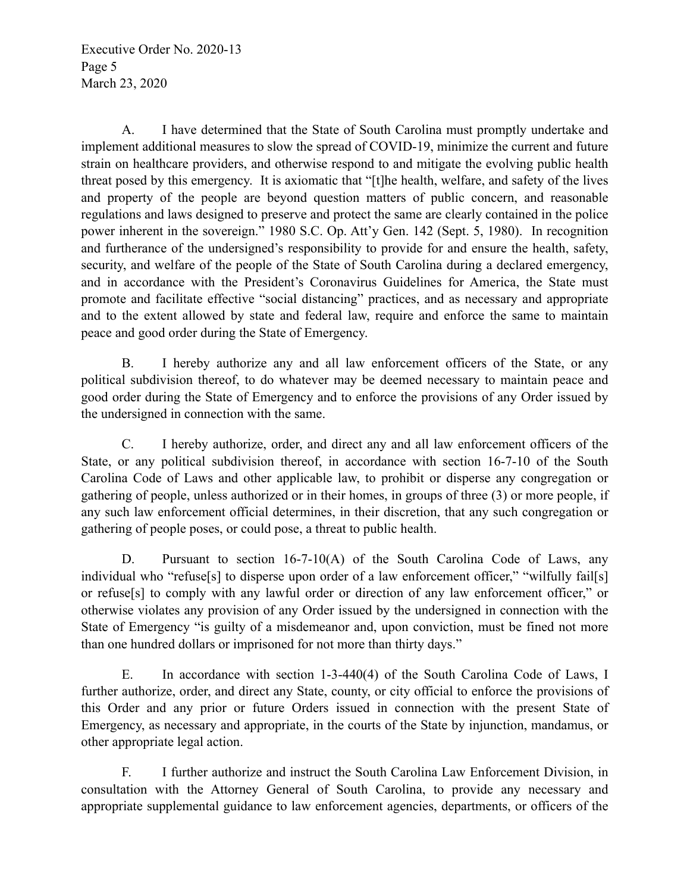A. I have determined that the State of South Carolina must promptly undertake and implement additional measures to slow the spread of COVID-19, minimize the current and future strain on healthcare providers, and otherwise respond to and mitigate the evolving public health threat posed by this emergency. It is axiomatic that "[t]he health, welfare, and safety of the lives and property of the people are beyond question matters of public concern, and reasonable regulations and laws designed to preserve and protect the same are clearly contained in the police power inherent in the sovereign." 1980 S.C. Op. Att'y Gen. 142 (Sept. 5, 1980). In recognition and furtherance of the undersigned's responsibility to provide for and ensure the health, safety, security, and welfare of the people of the State of South Carolina during a declared emergency, and in accordance with the President's Coronavirus Guidelines for America, the State must promote and facilitate effective "social distancing" practices, and as necessary and appropriate and to the extent allowed by state and federal law, require and enforce the same to maintain peace and good order during the State of Emergency.

B. I hereby authorize any and all law enforcement officers of the State, or any political subdivision thereof, to do whatever may be deemed necessary to maintain peace and good order during the State of Emergency and to enforce the provisions of any Order issued by the undersigned in connection with the same.

C. I hereby authorize, order, and direct any and all law enforcement officers of the State, or any political subdivision thereof, in accordance with section 16-7-10 of the South Carolina Code of Laws and other applicable law, to prohibit or disperse any congregation or gathering of people, unless authorized or in their homes, in groups of three (3) or more people, if any such law enforcement official determines, in their discretion, that any such congregation or gathering of people poses, or could pose, a threat to public health.

D. Pursuant to section 16-7-10(A) of the South Carolina Code of Laws, any individual who "refuse[s] to disperse upon order of a law enforcement officer," "wilfully fail[s] or refuse[s] to comply with any lawful order or direction of any law enforcement officer," or otherwise violates any provision of any Order issued by the undersigned in connection with the State of Emergency "is guilty of a misdemeanor and, upon conviction, must be fined not more than one hundred dollars or imprisoned for not more than thirty days."

E. In accordance with section 1-3-440(4) of the South Carolina Code of Laws, I further authorize, order, and direct any State, county, or city official to enforce the provisions of this Order and any prior or future Orders issued in connection with the present State of Emergency, as necessary and appropriate, in the courts of the State by injunction, mandamus, or other appropriate legal action.

F. I further authorize and instruct the South Carolina Law Enforcement Division, in consultation with the Attorney General of South Carolina, to provide any necessary and appropriate supplemental guidance to law enforcement agencies, departments, or officers of the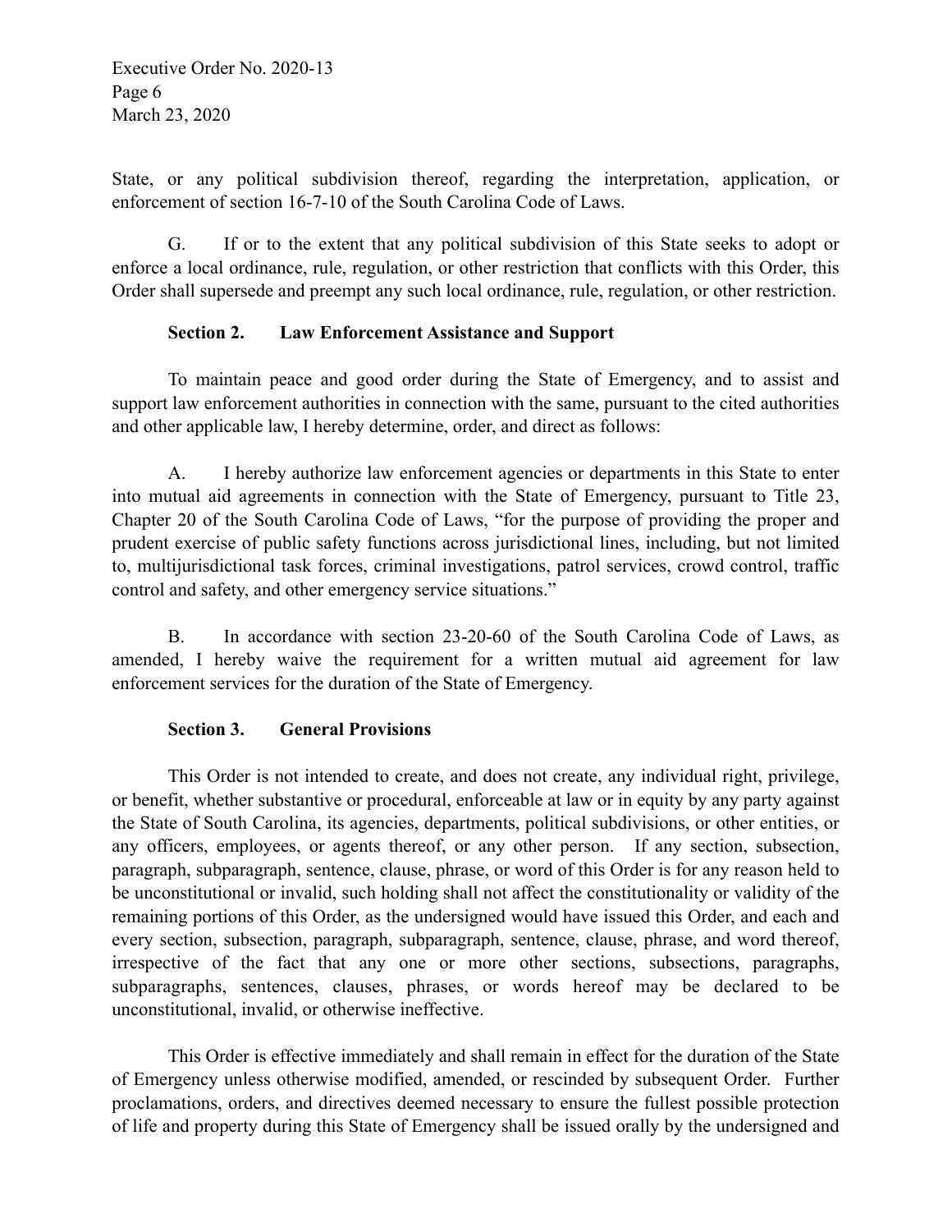State, or any political subdivision thereof, regarding the interpretation, application, or enforcement of section 16-7-10 of the South Carolina Code of Laws.

G. If or to the extent that any political subdivision of this State seeks to adopt or enforce a local ordinance, rule, regulation, or other restriction that conflicts with this Order, this Order shall supersede and preempt any such local ordinance, rule, regulation, or other restriction.

**Section 2. Law Enforcement Assistance and Support**

To maintain peace and good order during the State of Emergency, and to assist and support law enforcement authorities in connection with the same, pursuant to the cited authorities and other applicable law, I hereby determine, order, and direct as follows:

A. I hereby authorize law enforcement agencies or departments in this State to enter into mutual aid agreements in connection with the State of Emergency, pursuant to Title 23, Chapter 20 of the South Carolina Code of Laws, "for the purpose of providing the proper and prudent exercise of public safety functions across jurisdictional lines, including, but not limited to, multijurisdictional task forces, criminal investigations, patrol services, crowd control, traffic control and safety, and other emergency service situations."

B. In accordance with section 23-20-60 of the South Carolina Code of Laws, as amended, I hereby waive the requirement for a written mutual aid agreement for law enforcement services for the duration of the State of Emergency.

**Section 3. General Provisions**

This Order is not intended to create, and does not create, any individual right, privilege, or benefit, whether substantive or procedural, enforceable at law or in equity by any party against the State of South Carolina, its agencies, departments, political subdivisions, or other entities, or any officers, employees, or agents thereof, or any other person. If any section, subsection, paragraph, subparagraph, sentence, clause, phrase, or word of this Order is for any reason held to be unconstitutional or invalid, such holding shall not affect the constitutionality or validity of the remaining portions of this Order, as the undersigned would have issued this Order, and each and every section, subsection, paragraph, subparagraph, sentence, clause, phrase, and word thereof, irrespective of the fact that any one or more other sections, subsections, paragraphs, subparagraphs, sentences, clauses, phrases, or words hereof may be declared to be unconstitutional, invalid, or otherwise ineffective.

This Order is effective immediately and shall remain in effect for the duration of the State of Emergency unless otherwise modified, amended, or rescinded by subsequent Order. Further proclamations, orders, and directives deemed necessary to ensure the fullest possible protection of life and property during this State of Emergency shall be issued orally by the undersigned and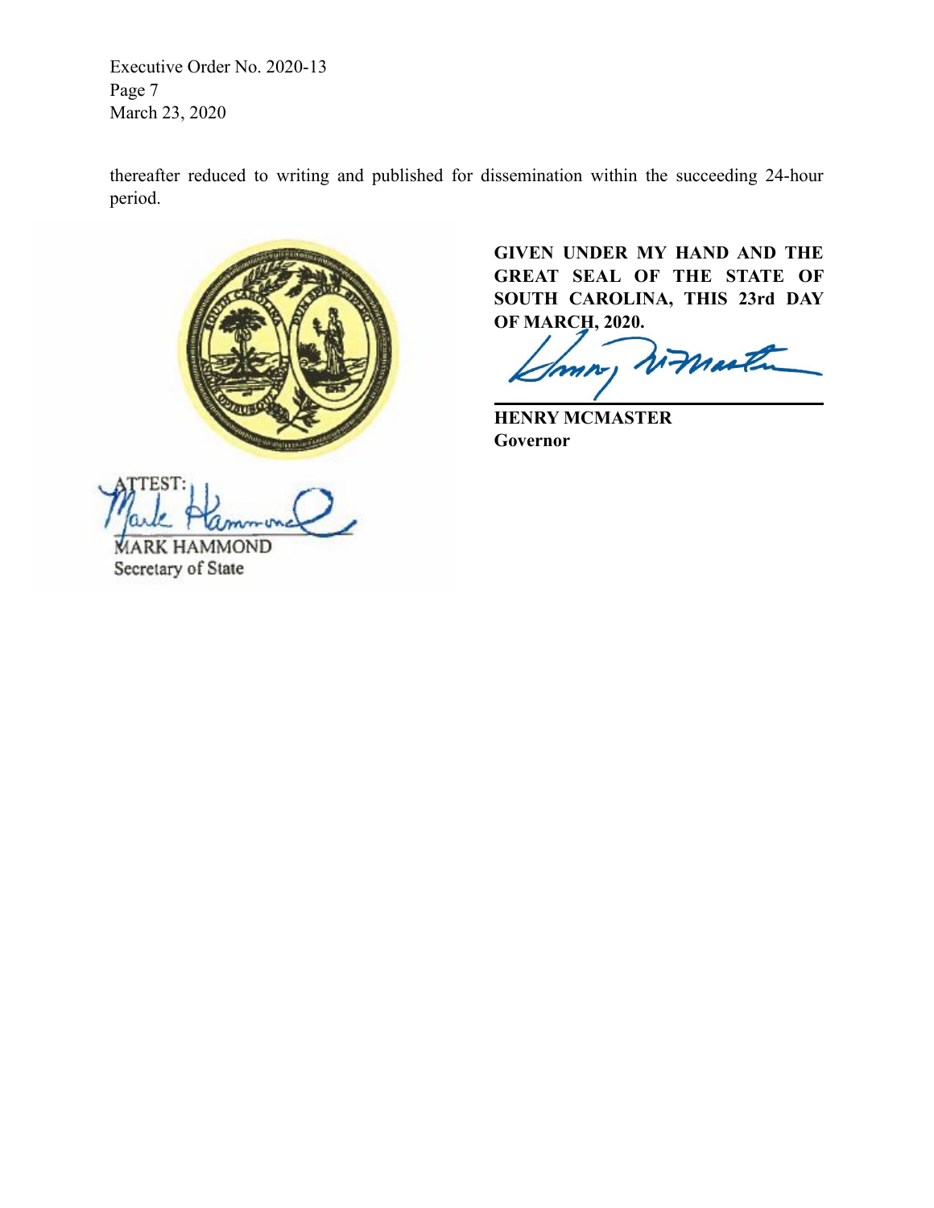thereafter reduced to writing and published for dissemination within the succeeding 24-hour period.

**GIVEN UNDER MY HAND AND THE GREAT SEAL OF THE STATE OF SOUTH CAROLINA, THIS 23rd DAY OF MARCH, 2020.**

**HENRY MCMASTER**
**Governor**

ATTEST:

MARK HAMMOND
Secretary of State